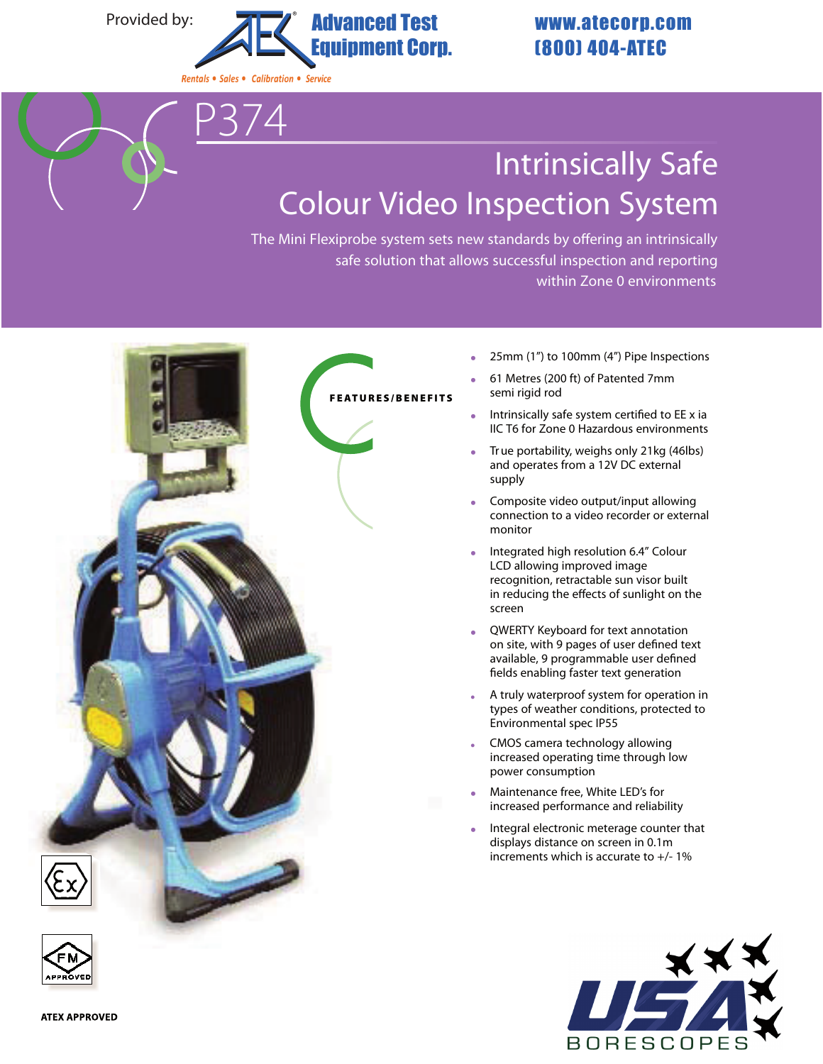Provided by: **Advanced Test Equipment Corp.**

Rentals • Sales • Calibration • Service

www.atecorp.com
(800) 404-ATEC

# P374

## Intrinsically Safe Colour Video Inspection System

The Mini Flexiprobe system sets new standards by offering an intrinsically safe solution that allows successful inspection and reporting within Zone 0 environments

### FEATURES/BENEFITS

- 25mm (1") to 100mm (4") Pipe Inspections
- 61 Metres (200 ft) of Patented 7mm semi rigid rod
- Intrinsically safe system certified to EE x ia IIC T6 for Zone 0 Hazardous environments
- True portability, weighs only 21kg (46lbs) and operates from a 12V DC external supply
- Composite video output/input allowing connection to a video recorder or external monitor
- Integrated high resolution 6.4" Colour LCD allowing improved image recognition, retractable sun visor built in reducing the effects of sunlight on the screen
- QWERTY Keyboard for text annotation on site, with 9 pages of user defined text available, 9 programmable user defined fields enabling faster text generation
- A truly waterproof system for operation in types of weather conditions, protected to Environmental spec IP55
- CMOS camera technology allowing increased operating time through low power consumption
- Maintenance free, White LED's for increased performance and reliability
- Integral electronic meterage counter that displays distance on screen in 0.1m increments which is accurate to +/- 1%

FM APPROVED

**ATEX APPROVED**

USA BORESCOPES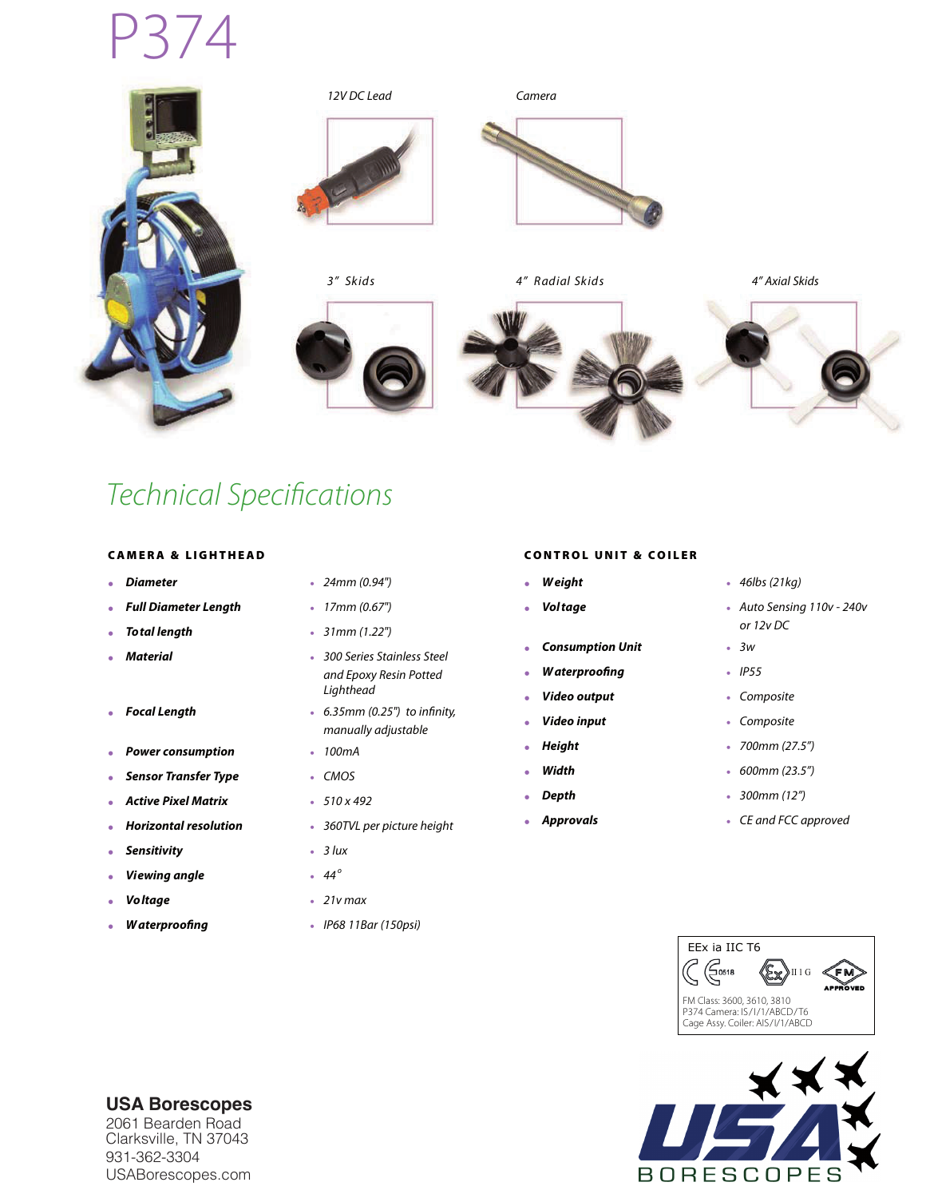# P374

*12V DC Lead*

*Camera*

*3" Skids*

*4" Radial Skids*

*4" Axial Skids*

## *Technical Specifications*

### CAMERA & LIGHTHEAD

| | |
|---|---|
| ***Diameter*** | *24mm (0.94")* |
| ***Full Diameter Length*** | *17mm (0.67")* |
| ***Total length*** | *31mm (1.22")* |
| ***Material*** | *300 Series Stainless Steel and Epoxy Resin Potted Lighthead* |
| ***Focal Length*** | *6.35mm (0.25") to infinity, manually adjustable* |
| ***Power consumption*** | *100mA* |
| ***Sensor Transfer Type*** | *CMOS* |
| ***Active Pixel Matrix*** | *510 x 492* |
| ***Horizontal resolution*** | *360TVL per picture height* |
| ***Sensitivity*** | *3 lux* |
| ***Viewing angle*** | *44°* |
| ***Voltage*** | *21v max* |
| ***Waterproofing*** | *IP68 11Bar (150psi)* |

### CONTROL UNIT & COILER

| | |
|---|---|
| ***Weight*** | *46lbs (21kg)* |
| ***Voltage*** | *Auto Sensing 110v - 240v or 12v DC* |
| ***Consumption Unit*** | *3w* |
| ***Waterproofing*** | *IP55* |
| ***Video output*** | *Composite* |
| ***Video input*** | *Composite* |
| ***Height*** | *700mm (27.5")* |
| ***Width*** | *600mm (23.5")* |
| ***Depth*** | *300mm (12")* |
| ***Approvals*** | *CE and FCC approved* |

EEx ia IIC T6

CE 0518 Ex II 1 G FM APPROVED

FM Class: 3600, 3610, 3810
P374 Camera: IS/I/1/ABCD/T6
Cage Assy. Coiler: AIS/I/1/ABCD

**USA Borescopes**
2061 Bearden Road
Clarksville, TN 37043
931-362-3304
USABorescopes.com

USA BORESCOPES